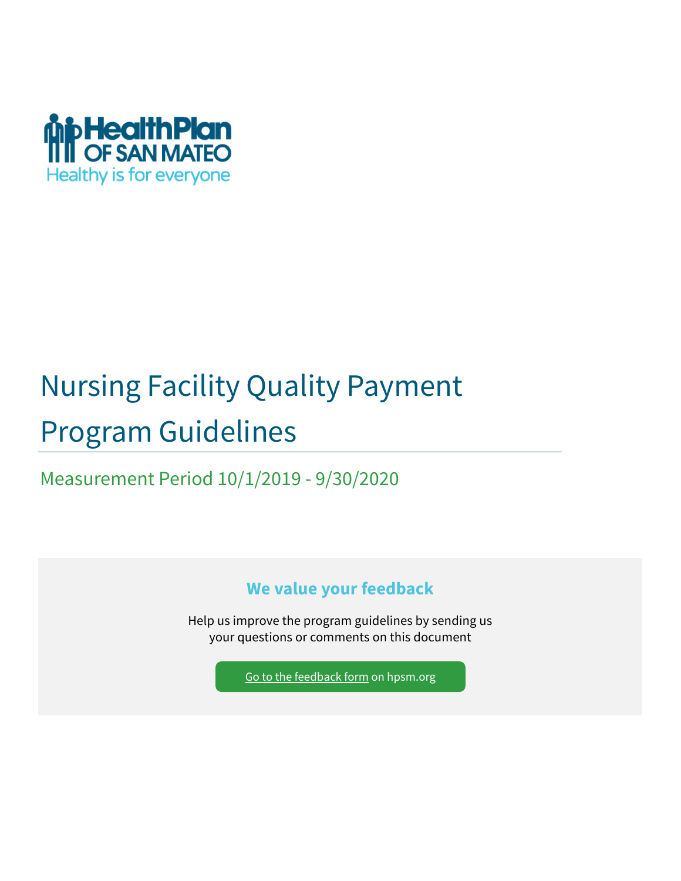HealthPlan OF SAN MATEO

Healthy is for everyone

# Nursing Facility Quality Payment Program Guidelines

## Measurement Period 10/1/2019 - 9/30/2020

### We value your feedback

Help us improve the program guidelines by sending us your questions or comments on this document

Go to the feedback form on hpsm.org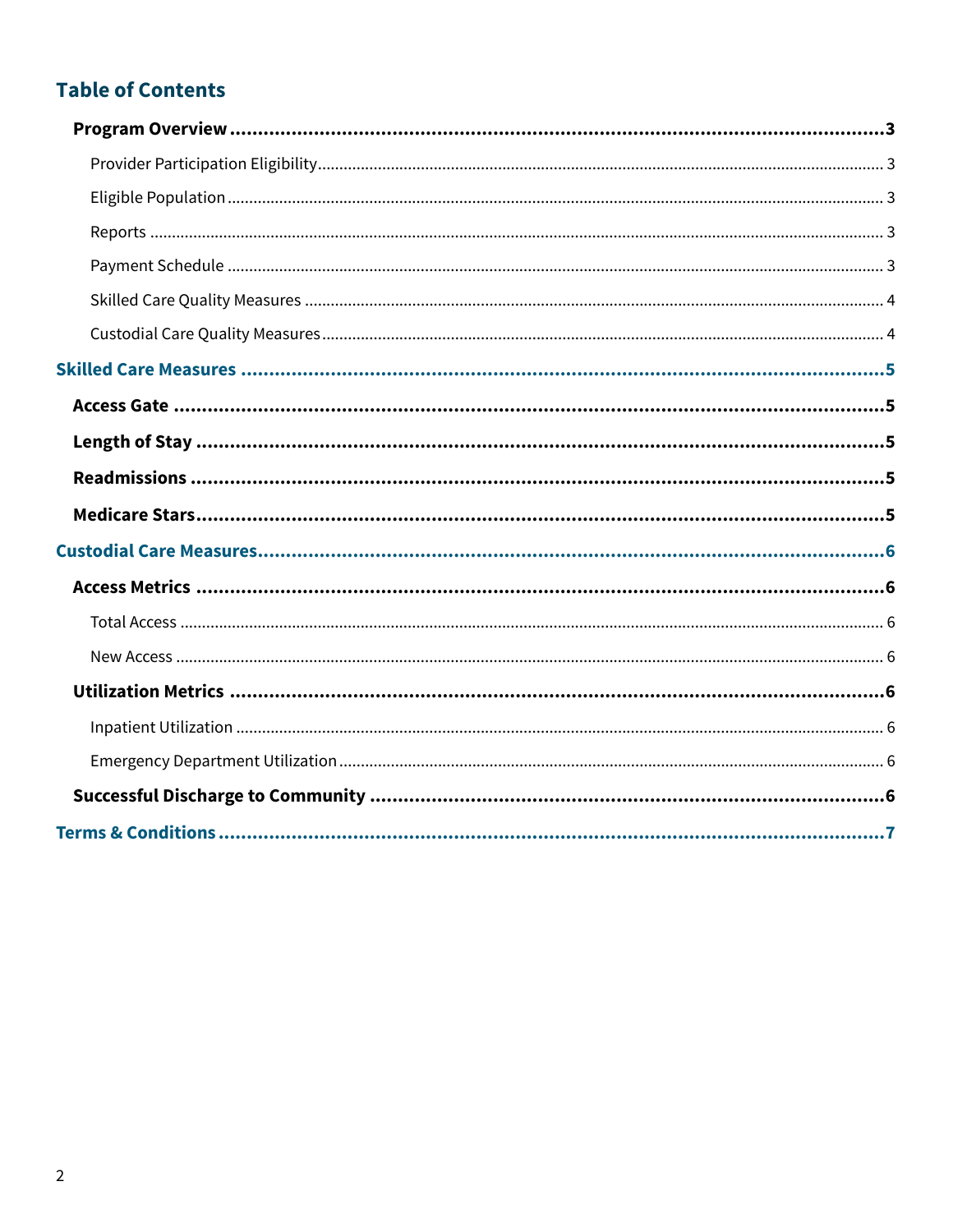## Table of Contents

**Program Overview** ...... 3

- Provider Participation Eligibility ...... 3
- Eligible Population ...... 3
- Reports ...... 3
- Payment Schedule ...... 3
- Skilled Care Quality Measures ...... 4
- Custodial Care Quality Measures ...... 4

**Skilled Care Measures** ...... 5

**Access Gate** ...... 5

**Length of Stay** ...... 5

**Readmissions** ...... 5

**Medicare Stars** ...... 5

**Custodial Care Measures** ...... 6

**Access Metrics** ...... 6

- Total Access ...... 6
- New Access ...... 6

**Utilization Metrics** ...... 6

- Inpatient Utilization ...... 6
- Emergency Department Utilization ...... 6

**Successful Discharge to Community** ...... 6

**Terms & Conditions** ...... 7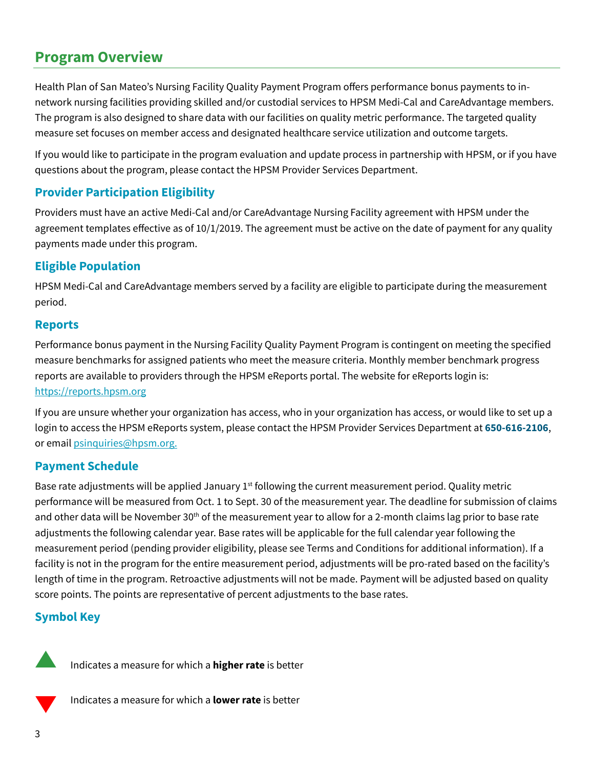## Program Overview

Health Plan of San Mateo's Nursing Facility Quality Payment Program offers performance bonus payments to in-network nursing facilities providing skilled and/or custodial services to HPSM Medi-Cal and CareAdvantage members. The program is also designed to share data with our facilities on quality metric performance. The targeted quality measure set focuses on member access and designated healthcare service utilization and outcome targets.

If you would like to participate in the program evaluation and update process in partnership with HPSM, or if you have questions about the program, please contact the HPSM Provider Services Department.

### Provider Participation Eligibility

Providers must have an active Medi-Cal and/or CareAdvantage Nursing Facility agreement with HPSM under the agreement templates effective as of 10/1/2019. The agreement must be active on the date of payment for any quality payments made under this program.

### Eligible Population

HPSM Medi-Cal and CareAdvantage members served by a facility are eligible to participate during the measurement period.

### Reports

Performance bonus payment in the Nursing Facility Quality Payment Program is contingent on meeting the specified measure benchmarks for assigned patients who meet the measure criteria. Monthly member benchmark progress reports are available to providers through the HPSM eReports portal. The website for eReports login is: [https://reports.hpsm.org](https://reports.hpsm.org)

If you are unsure whether your organization has access, who in your organization has access, or would like to set up a login to access the HPSM eReports system, please contact the HPSM Provider Services Department at **650-616-2106**, or email [psinquiries@hpsm.org.](mailto:psinquiries@hpsm.org)

### Payment Schedule

Base rate adjustments will be applied January 1st following the current measurement period. Quality metric performance will be measured from Oct. 1 to Sept. 30 of the measurement year. The deadline for submission of claims and other data will be November 30th of the measurement year to allow for a 2-month claims lag prior to base rate adjustments the following calendar year. Base rates will be applicable for the full calendar year following the measurement period (pending provider eligibility, please see Terms and Conditions for additional information). If a facility is not in the program for the entire measurement period, adjustments will be pro-rated based on the facility's length of time in the program. Retroactive adjustments will not be made. Payment will be adjusted based on quality score points. The points are representative of percent adjustments to the base rates.

### Symbol Key

▲ Indicates a measure for which a **higher rate** is better

▼ Indicates a measure for which a **lower rate** is better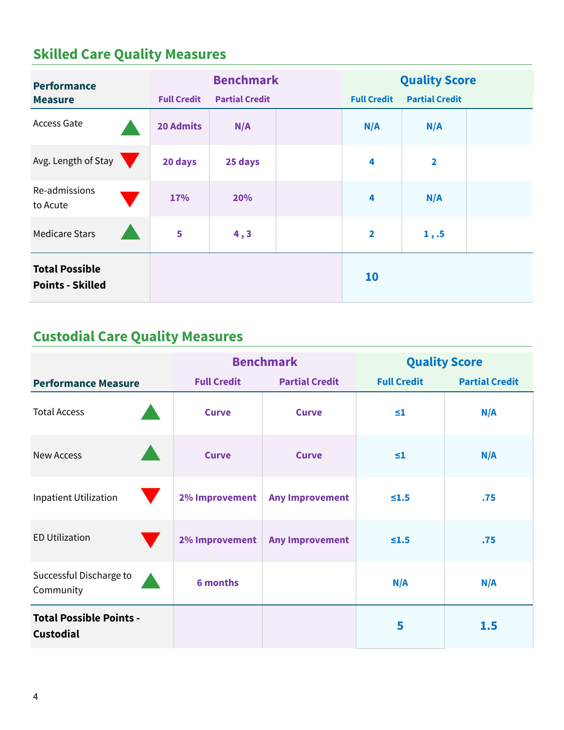## Skilled Care Quality Measures

| Performance Measure | Benchmark | | | Quality Score | | |
|---|---|---|---|---|---|---|
| | Full Credit | Partial Credit | | Full Credit | Partial Credit | |
| Access Gate ▲ | 20 Admits | N/A | | N/A | N/A | |
| Avg. Length of Stay ▼ | 20 days | 25 days | | 4 | 2 | |
| Re-admissions to Acute ▼ | 17% | 20% | | 4 | N/A | |
| Medicare Stars ▲ | 5 | 4 , 3 | | 2 | 1 , .5 | |
| **Total Possible Points - Skilled** | | | | 10 | | |

## Custodial Care Quality Measures

| Performance Measure | Benchmark | | Quality Score | |
|---|---|---|---|---|
| | Full Credit | Partial Credit | Full Credit | Partial Credit |
| Total Access ▲ | Curve | Curve | ≤1 | N/A |
| New Access ▲ | Curve | Curve | ≤1 | N/A |
| Inpatient Utilization ▼ | 2% Improvement | Any Improvement | ≤1.5 | .75 |
| ED Utilization ▼ | 2% Improvement | Any Improvement | ≤1.5 | .75 |
| Successful Discharge to Community ▲ | 6 months | | N/A | N/A |
| **Total Possible Points - Custodial** | | | 5 | 1.5 |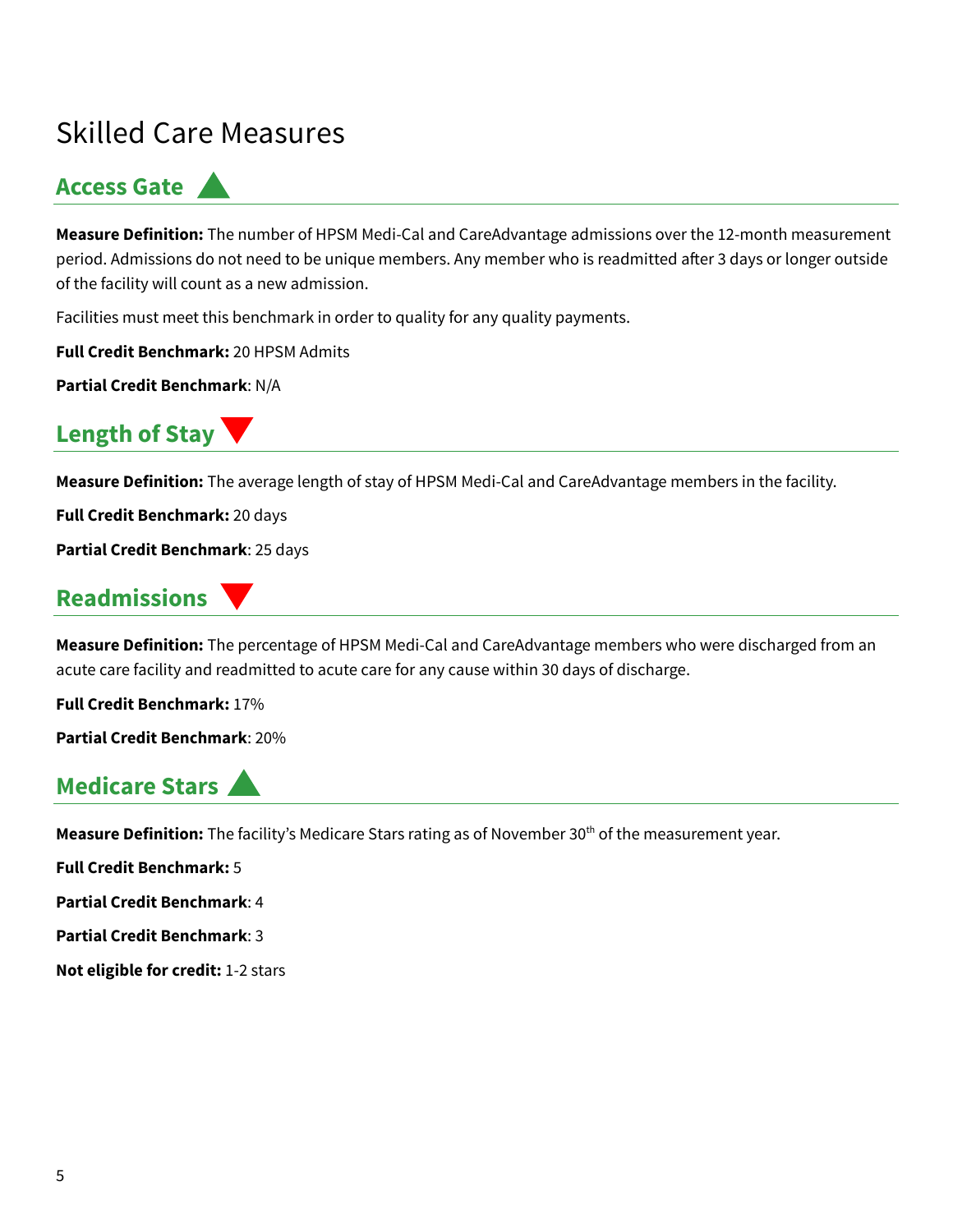# Skilled Care Measures

## Access Gate ▲

**Measure Definition:** The number of HPSM Medi-Cal and CareAdvantage admissions over the 12-month measurement period. Admissions do not need to be unique members. Any member who is readmitted after 3 days or longer outside of the facility will count as a new admission.

Facilities must meet this benchmark in order to quality for any quality payments.

**Full Credit Benchmark:** 20 HPSM Admits

**Partial Credit Benchmark**: N/A

## Length of Stay ▼

**Measure Definition:** The average length of stay of HPSM Medi-Cal and CareAdvantage members in the facility.

**Full Credit Benchmark:** 20 days

**Partial Credit Benchmark**: 25 days

## Readmissions ▼

**Measure Definition:** The percentage of HPSM Medi-Cal and CareAdvantage members who were discharged from an acute care facility and readmitted to acute care for any cause within 30 days of discharge.

**Full Credit Benchmark:** 17%

**Partial Credit Benchmark**: 20%

## Medicare Stars ▲

**Measure Definition:** The facility's Medicare Stars rating as of November 30th of the measurement year.

**Full Credit Benchmark:** 5

**Partial Credit Benchmark**: 4

**Partial Credit Benchmark**: 3

**Not eligible for credit:** 1-2 stars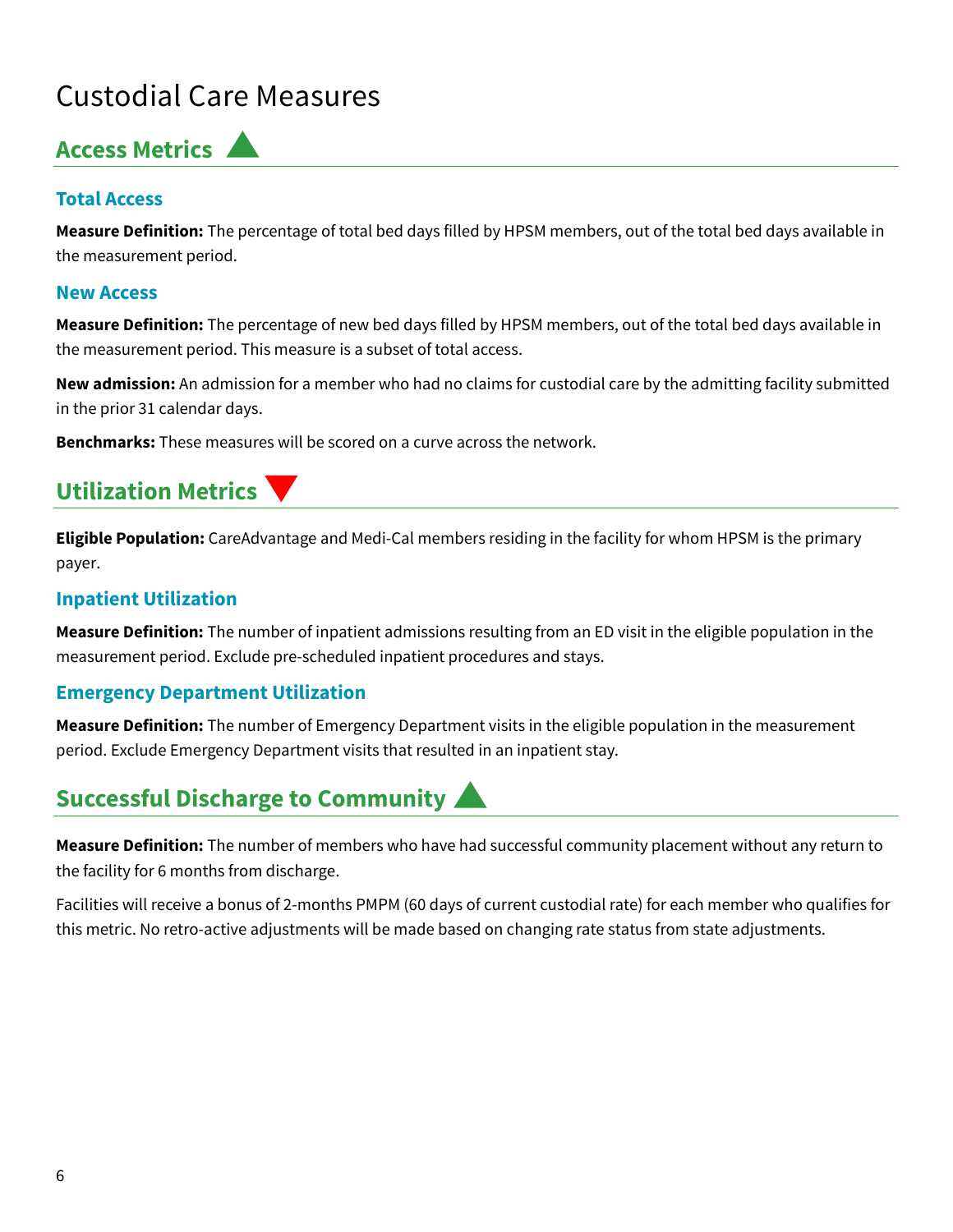# Custodial Care Measures

## Access Metrics ▲

### Total Access

**Measure Definition:** The percentage of total bed days filled by HPSM members, out of the total bed days available in the measurement period.

### New Access

**Measure Definition:** The percentage of new bed days filled by HPSM members, out of the total bed days available in the measurement period. This measure is a subset of total access.

**New admission:** An admission for a member who had no claims for custodial care by the admitting facility submitted in the prior 31 calendar days.

**Benchmarks:** These measures will be scored on a curve across the network.

## Utilization Metrics ▼

**Eligible Population:** CareAdvantage and Medi-Cal members residing in the facility for whom HPSM is the primary payer.

### Inpatient Utilization

**Measure Definition:** The number of inpatient admissions resulting from an ED visit in the eligible population in the measurement period. Exclude pre-scheduled inpatient procedures and stays.

### Emergency Department Utilization

**Measure Definition:** The number of Emergency Department visits in the eligible population in the measurement period. Exclude Emergency Department visits that resulted in an inpatient stay.

## Successful Discharge to Community ▲

**Measure Definition:** The number of members who have had successful community placement without any return to the facility for 6 months from discharge.

Facilities will receive a bonus of 2-months PMPM (60 days of current custodial rate) for each member who qualifies for this metric. No retro-active adjustments will be made based on changing rate status from state adjustments.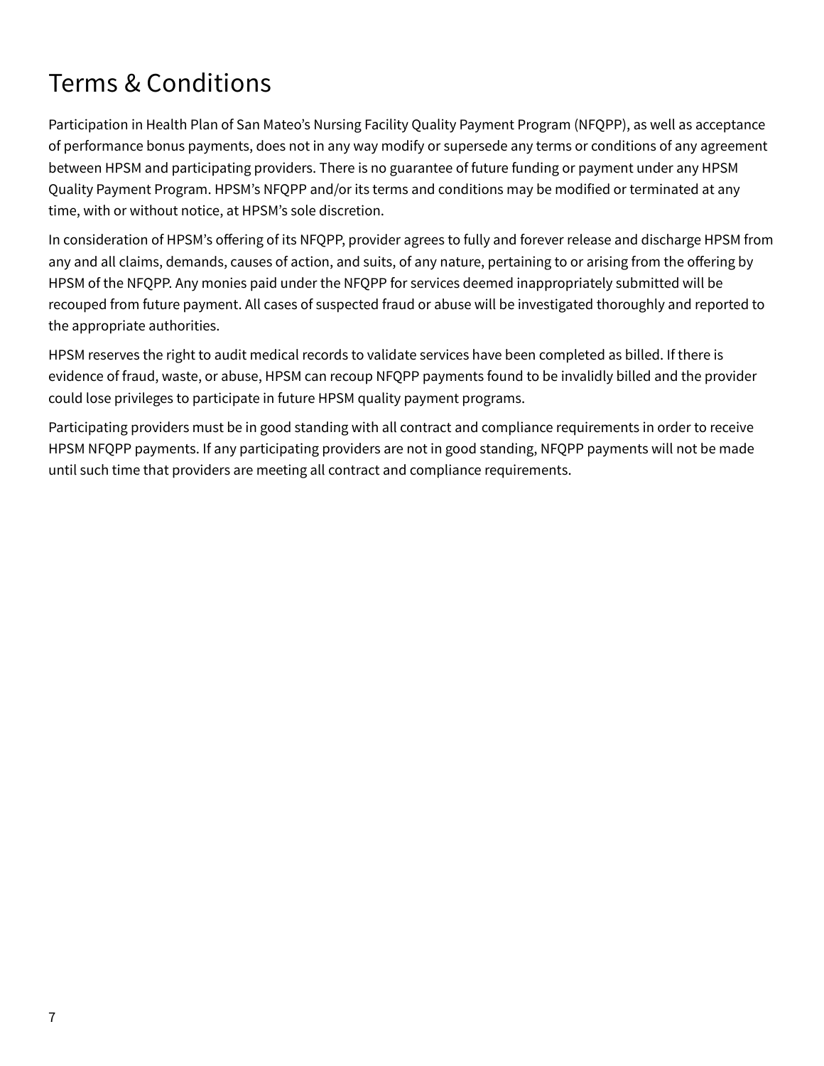# Terms & Conditions

Participation in Health Plan of San Mateo's Nursing Facility Quality Payment Program (NFQPP), as well as acceptance of performance bonus payments, does not in any way modify or supersede any terms or conditions of any agreement between HPSM and participating providers. There is no guarantee of future funding or payment under any HPSM Quality Payment Program. HPSM's NFQPP and/or its terms and conditions may be modified or terminated at any time, with or without notice, at HPSM's sole discretion.

In consideration of HPSM's offering of its NFQPP, provider agrees to fully and forever release and discharge HPSM from any and all claims, demands, causes of action, and suits, of any nature, pertaining to or arising from the offering by HPSM of the NFQPP. Any monies paid under the NFQPP for services deemed inappropriately submitted will be recouped from future payment. All cases of suspected fraud or abuse will be investigated thoroughly and reported to the appropriate authorities.

HPSM reserves the right to audit medical records to validate services have been completed as billed. If there is evidence of fraud, waste, or abuse, HPSM can recoup NFQPP payments found to be invalidly billed and the provider could lose privileges to participate in future HPSM quality payment programs.

Participating providers must be in good standing with all contract and compliance requirements in order to receive HPSM NFQPP payments. If any participating providers are not in good standing, NFQPP payments will not be made until such time that providers are meeting all contract and compliance requirements.